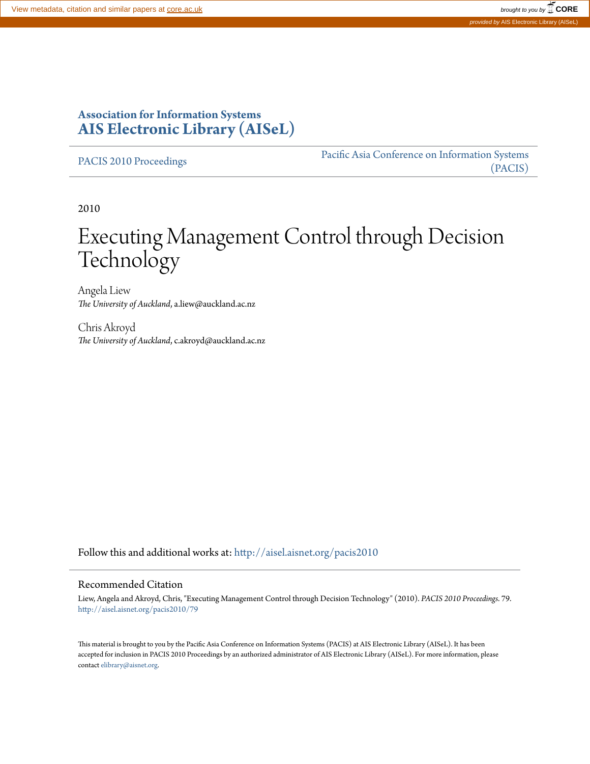View metadata, citation and similar papers at core.ac.uk

brought to you by CORE

provided by AIS Electronic Library (AISeL)

**Association for Information Systems**
**AIS Electronic Library (AISeL)**

PACIS 2010 Proceedings

Pacific Asia Conference on Information Systems (PACIS)

2010

# Executing Management Control through Decision Technology

Angela Liew
*The University of Auckland*, a.liew@auckland.ac.nz

Chris Akroyd
*The University of Auckland*, c.akroyd@auckland.ac.nz

Follow this and additional works at: http://aisel.aisnet.org/pacis2010

## Recommended Citation

Liew, Angela and Akroyd, Chris, "Executing Management Control through Decision Technology" (2010). *PACIS 2010 Proceedings*. 79. http://aisel.aisnet.org/pacis2010/79

This material is brought to you by the Pacific Asia Conference on Information Systems (PACIS) at AIS Electronic Library (AISeL). It has been accepted for inclusion in PACIS 2010 Proceedings by an authorized administrator of AIS Electronic Library (AISeL). For more information, please contact elibrary@aisnet.org.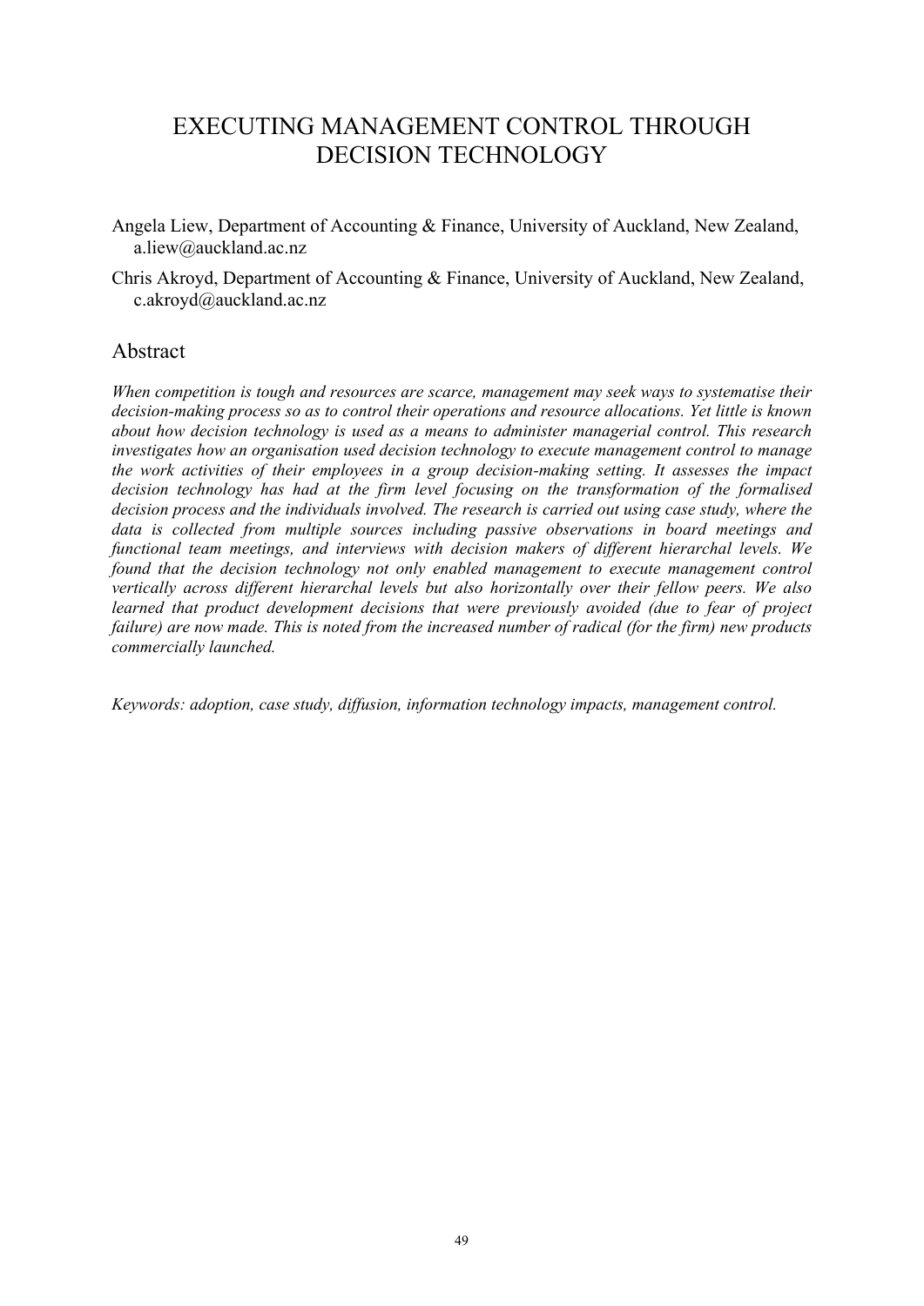# EXECUTING MANAGEMENT CONTROL THROUGH DECISION TECHNOLOGY

Angela Liew, Department of Accounting & Finance, University of Auckland, New Zealand, a.liew@auckland.ac.nz

Chris Akroyd, Department of Accounting & Finance, University of Auckland, New Zealand, c.akroyd@auckland.ac.nz

## Abstract

*When competition is tough and resources are scarce, management may seek ways to systematise their decision-making process so as to control their operations and resource allocations. Yet little is known about how decision technology is used as a means to administer managerial control. This research investigates how an organisation used decision technology to execute management control to manage the work activities of their employees in a group decision-making setting. It assesses the impact decision technology has had at the firm level focusing on the transformation of the formalised decision process and the individuals involved. The research is carried out using case study, where the data is collected from multiple sources including passive observations in board meetings and functional team meetings, and interviews with decision makers of different hierarchal levels. We found that the decision technology not only enabled management to execute management control vertically across different hierarchal levels but also horizontally over their fellow peers. We also learned that product development decisions that were previously avoided (due to fear of project failure) are now made. This is noted from the increased number of radical (for the firm) new products commercially launched.*

*Keywords: adoption, case study, diffusion, information technology impacts, management control.*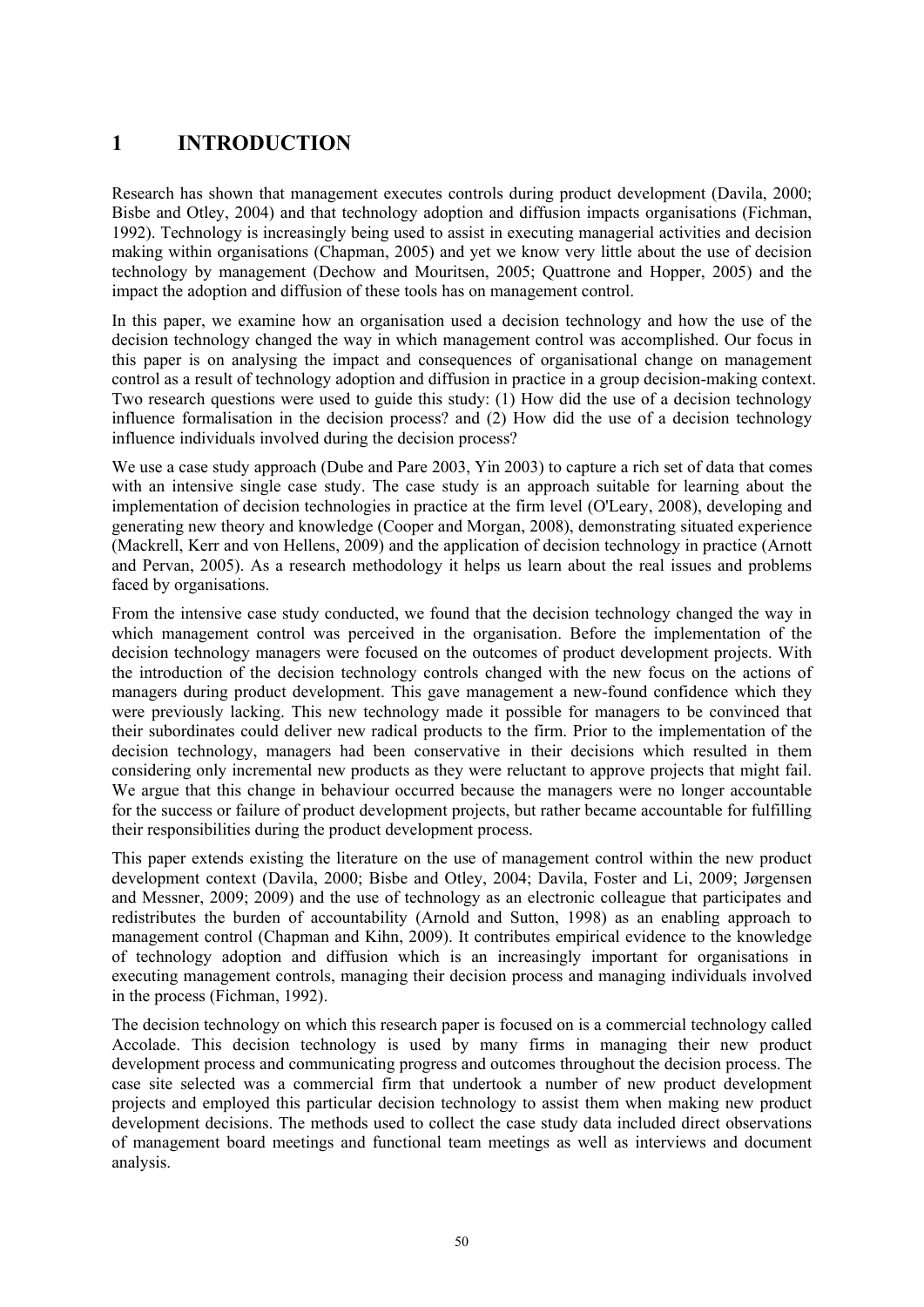# 1 INTRODUCTION

Research has shown that management executes controls during product development (Davila, 2000; Bisbe and Otley, 2004) and that technology adoption and diffusion impacts organisations (Fichman, 1992). Technology is increasingly being used to assist in executing managerial activities and decision making within organisations (Chapman, 2005) and yet we know very little about the use of decision technology by management (Dechow and Mouritsen, 2005; Quattrone and Hopper, 2005) and the impact the adoption and diffusion of these tools has on management control.

In this paper, we examine how an organisation used a decision technology and how the use of the decision technology changed the way in which management control was accomplished. Our focus in this paper is on analysing the impact and consequences of organisational change on management control as a result of technology adoption and diffusion in practice in a group decision-making context. Two research questions were used to guide this study: (1) How did the use of a decision technology influence formalisation in the decision process? and (2) How did the use of a decision technology influence individuals involved during the decision process?

We use a case study approach (Dube and Pare 2003, Yin 2003) to capture a rich set of data that comes with an intensive single case study. The case study is an approach suitable for learning about the implementation of decision technologies in practice at the firm level (O'Leary, 2008), developing and generating new theory and knowledge (Cooper and Morgan, 2008), demonstrating situated experience (Mackrell, Kerr and von Hellens, 2009) and the application of decision technology in practice (Arnott and Pervan, 2005). As a research methodology it helps us learn about the real issues and problems faced by organisations.

From the intensive case study conducted, we found that the decision technology changed the way in which management control was perceived in the organisation. Before the implementation of the decision technology managers were focused on the outcomes of product development projects. With the introduction of the decision technology controls changed with the new focus on the actions of managers during product development. This gave management a new-found confidence which they were previously lacking. This new technology made it possible for managers to be convinced that their subordinates could deliver new radical products to the firm. Prior to the implementation of the decision technology, managers had been conservative in their decisions which resulted in them considering only incremental new products as they were reluctant to approve projects that might fail. We argue that this change in behaviour occurred because the managers were no longer accountable for the success or failure of product development projects, but rather became accountable for fulfilling their responsibilities during the product development process.

This paper extends existing the literature on the use of management control within the new product development context (Davila, 2000; Bisbe and Otley, 2004; Davila, Foster and Li, 2009; Jørgensen and Messner, 2009; 2009) and the use of technology as an electronic colleague that participates and redistributes the burden of accountability (Arnold and Sutton, 1998) as an enabling approach to management control (Chapman and Kihn, 2009). It contributes empirical evidence to the knowledge of technology adoption and diffusion which is an increasingly important for organisations in executing management controls, managing their decision process and managing individuals involved in the process (Fichman, 1992).

The decision technology on which this research paper is focused on is a commercial technology called Accolade. This decision technology is used by many firms in managing their new product development process and communicating progress and outcomes throughout the decision process. The case site selected was a commercial firm that undertook a number of new product development projects and employed this particular decision technology to assist them when making new product development decisions. The methods used to collect the case study data included direct observations of management board meetings and functional team meetings as well as interviews and document analysis.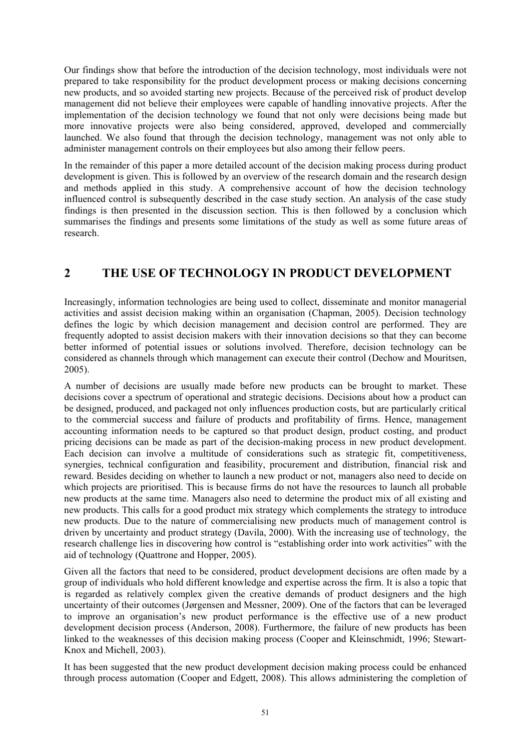Our findings show that before the introduction of the decision technology, most individuals were not prepared to take responsibility for the product development process or making decisions concerning new products, and so avoided starting new projects. Because of the perceived risk of product develop management did not believe their employees were capable of handling innovative projects. After the implementation of the decision technology we found that not only were decisions being made but more innovative projects were also being considered, approved, developed and commercially launched. We also found that through the decision technology, management was not only able to administer management controls on their employees but also among their fellow peers.

In the remainder of this paper a more detailed account of the decision making process during product development is given. This is followed by an overview of the research domain and the research design and methods applied in this study. A comprehensive account of how the decision technology influenced control is subsequently described in the case study section. An analysis of the case study findings is then presented in the discussion section. This is then followed by a conclusion which summarises the findings and presents some limitations of the study as well as some future areas of research.

## 2 THE USE OF TECHNOLOGY IN PRODUCT DEVELOPMENT

Increasingly, information technologies are being used to collect, disseminate and monitor managerial activities and assist decision making within an organisation (Chapman, 2005). Decision technology defines the logic by which decision management and decision control are performed. They are frequently adopted to assist decision makers with their innovation decisions so that they can become better informed of potential issues or solutions involved. Therefore, decision technology can be considered as channels through which management can execute their control (Dechow and Mouritsen, 2005).

A number of decisions are usually made before new products can be brought to market. These decisions cover a spectrum of operational and strategic decisions. Decisions about how a product can be designed, produced, and packaged not only influences production costs, but are particularly critical to the commercial success and failure of products and profitability of firms. Hence, management accounting information needs to be captured so that product design, product costing, and product pricing decisions can be made as part of the decision-making process in new product development. Each decision can involve a multitude of considerations such as strategic fit, competitiveness, synergies, technical configuration and feasibility, procurement and distribution, financial risk and reward. Besides deciding on whether to launch a new product or not, managers also need to decide on which projects are prioritised. This is because firms do not have the resources to launch all probable new products at the same time. Managers also need to determine the product mix of all existing and new products. This calls for a good product mix strategy which complements the strategy to introduce new products. Due to the nature of commercialising new products much of management control is driven by uncertainty and product strategy (Davila, 2000). With the increasing use of technology, the research challenge lies in discovering how control is "establishing order into work activities" with the aid of technology (Quattrone and Hopper, 2005).

Given all the factors that need to be considered, product development decisions are often made by a group of individuals who hold different knowledge and expertise across the firm. It is also a topic that is regarded as relatively complex given the creative demands of product designers and the high uncertainty of their outcomes (Jørgensen and Messner, 2009). One of the factors that can be leveraged to improve an organisation's new product performance is the effective use of a new product development decision process (Anderson, 2008). Furthermore, the failure of new products has been linked to the weaknesses of this decision making process (Cooper and Kleinschmidt, 1996; Stewart-Knox and Michell, 2003).

It has been suggested that the new product development decision making process could be enhanced through process automation (Cooper and Edgett, 2008). This allows administering the completion of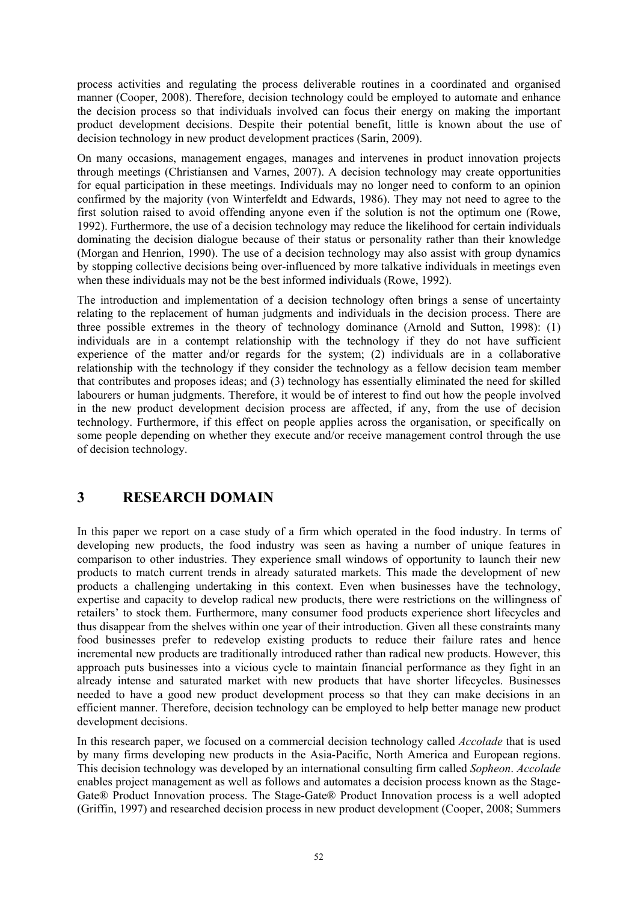process activities and regulating the process deliverable routines in a coordinated and organised manner (Cooper, 2008). Therefore, decision technology could be employed to automate and enhance the decision process so that individuals involved can focus their energy on making the important product development decisions. Despite their potential benefit, little is known about the use of decision technology in new product development practices (Sarin, 2009).

On many occasions, management engages, manages and intervenes in product innovation projects through meetings (Christiansen and Varnes, 2007). A decision technology may create opportunities for equal participation in these meetings. Individuals may no longer need to conform to an opinion confirmed by the majority (von Winterfeldt and Edwards, 1986). They may not need to agree to the first solution raised to avoid offending anyone even if the solution is not the optimum one (Rowe, 1992). Furthermore, the use of a decision technology may reduce the likelihood for certain individuals dominating the decision dialogue because of their status or personality rather than their knowledge (Morgan and Henrion, 1990). The use of a decision technology may also assist with group dynamics by stopping collective decisions being over-influenced by more talkative individuals in meetings even when these individuals may not be the best informed individuals (Rowe, 1992).

The introduction and implementation of a decision technology often brings a sense of uncertainty relating to the replacement of human judgments and individuals in the decision process. There are three possible extremes in the theory of technology dominance (Arnold and Sutton, 1998): (1) individuals are in a contempt relationship with the technology if they do not have sufficient experience of the matter and/or regards for the system; (2) individuals are in a collaborative relationship with the technology if they consider the technology as a fellow decision team member that contributes and proposes ideas; and (3) technology has essentially eliminated the need for skilled labourers or human judgments. Therefore, it would be of interest to find out how the people involved in the new product development decision process are affected, if any, from the use of decision technology. Furthermore, if this effect on people applies across the organisation, or specifically on some people depending on whether they execute and/or receive management control through the use of decision technology.

## 3 RESEARCH DOMAIN

In this paper we report on a case study of a firm which operated in the food industry. In terms of developing new products, the food industry was seen as having a number of unique features in comparison to other industries. They experience small windows of opportunity to launch their new products to match current trends in already saturated markets. This made the development of new products a challenging undertaking in this context. Even when businesses have the technology, expertise and capacity to develop radical new products, there were restrictions on the willingness of retailers' to stock them. Furthermore, many consumer food products experience short lifecycles and thus disappear from the shelves within one year of their introduction. Given all these constraints many food businesses prefer to redevelop existing products to reduce their failure rates and hence incremental new products are traditionally introduced rather than radical new products. However, this approach puts businesses into a vicious cycle to maintain financial performance as they fight in an already intense and saturated market with new products that have shorter lifecycles. Businesses needed to have a good new product development process so that they can make decisions in an efficient manner. Therefore, decision technology can be employed to help better manage new product development decisions.

In this research paper, we focused on a commercial decision technology called *Accolade* that is used by many firms developing new products in the Asia-Pacific, North America and European regions. This decision technology was developed by an international consulting firm called *Sopheon*. *Accolade* enables project management as well as follows and automates a decision process known as the Stage-Gate® Product Innovation process. The Stage-Gate® Product Innovation process is a well adopted (Griffin, 1997) and researched decision process in new product development (Cooper, 2008; Summers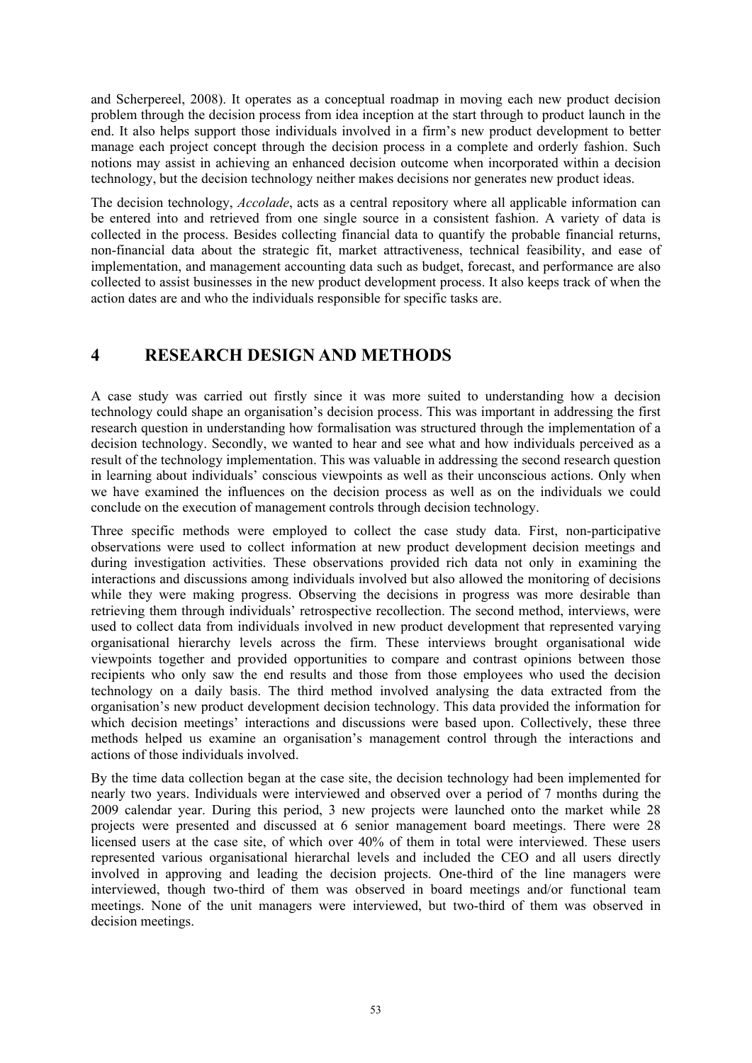and Scherpereel, 2008). It operates as a conceptual roadmap in moving each new product decision problem through the decision process from idea inception at the start through to product launch in the end. It also helps support those individuals involved in a firm's new product development to better manage each project concept through the decision process in a complete and orderly fashion. Such notions may assist in achieving an enhanced decision outcome when incorporated within a decision technology, but the decision technology neither makes decisions nor generates new product ideas.

The decision technology, *Accolade*, acts as a central repository where all applicable information can be entered into and retrieved from one single source in a consistent fashion. A variety of data is collected in the process. Besides collecting financial data to quantify the probable financial returns, non-financial data about the strategic fit, market attractiveness, technical feasibility, and ease of implementation, and management accounting data such as budget, forecast, and performance are also collected to assist businesses in the new product development process. It also keeps track of when the action dates are and who the individuals responsible for specific tasks are.

# 4 RESEARCH DESIGN AND METHODS

A case study was carried out firstly since it was more suited to understanding how a decision technology could shape an organisation's decision process. This was important in addressing the first research question in understanding how formalisation was structured through the implementation of a decision technology. Secondly, we wanted to hear and see what and how individuals perceived as a result of the technology implementation. This was valuable in addressing the second research question in learning about individuals' conscious viewpoints as well as their unconscious actions. Only when we have examined the influences on the decision process as well as on the individuals we could conclude on the execution of management controls through decision technology.

Three specific methods were employed to collect the case study data. First, non-participative observations were used to collect information at new product development decision meetings and during investigation activities. These observations provided rich data not only in examining the interactions and discussions among individuals involved but also allowed the monitoring of decisions while they were making progress. Observing the decisions in progress was more desirable than retrieving them through individuals' retrospective recollection. The second method, interviews, were used to collect data from individuals involved in new product development that represented varying organisational hierarchy levels across the firm. These interviews brought organisational wide viewpoints together and provided opportunities to compare and contrast opinions between those recipients who only saw the end results and those from those employees who used the decision technology on a daily basis. The third method involved analysing the data extracted from the organisation's new product development decision technology. This data provided the information for which decision meetings' interactions and discussions were based upon. Collectively, these three methods helped us examine an organisation's management control through the interactions and actions of those individuals involved.

By the time data collection began at the case site, the decision technology had been implemented for nearly two years. Individuals were interviewed and observed over a period of 7 months during the 2009 calendar year. During this period, 3 new projects were launched onto the market while 28 projects were presented and discussed at 6 senior management board meetings. There were 28 licensed users at the case site, of which over 40% of them in total were interviewed. These users represented various organisational hierarchal levels and included the CEO and all users directly involved in approving and leading the decision projects. One-third of the line managers were interviewed, though two-third of them was observed in board meetings and/or functional team meetings. None of the unit managers were interviewed, but two-third of them was observed in decision meetings.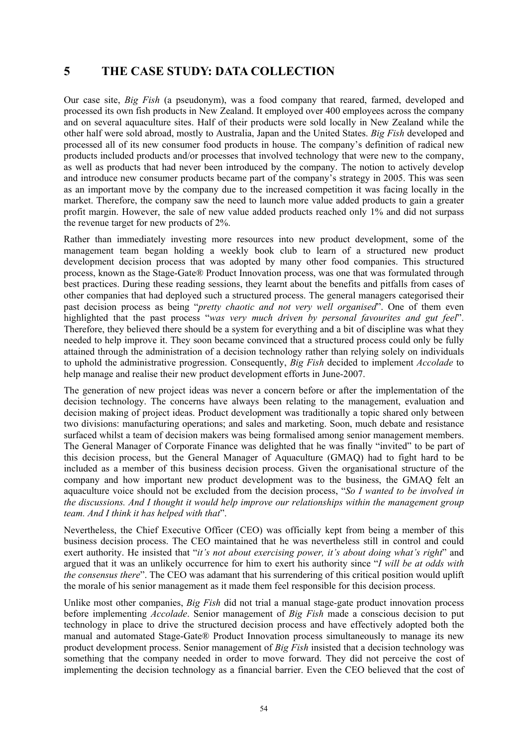# 5 THE CASE STUDY: DATA COLLECTION

Our case site, *Big Fish* (a pseudonym), was a food company that reared, farmed, developed and processed its own fish products in New Zealand. It employed over 400 employees across the company and on several aquaculture sites. Half of their products were sold locally in New Zealand while the other half were sold abroad, mostly to Australia, Japan and the United States. *Big Fish* developed and processed all of its new consumer food products in house. The company's definition of radical new products included products and/or processes that involved technology that were new to the company, as well as products that had never been introduced by the company. The notion to actively develop and introduce new consumer products became part of the company's strategy in 2005. This was seen as an important move by the company due to the increased competition it was facing locally in the market. Therefore, the company saw the need to launch more value added products to gain a greater profit margin. However, the sale of new value added products reached only 1% and did not surpass the revenue target for new products of 2%.

Rather than immediately investing more resources into new product development, some of the management team began holding a weekly book club to learn of a structured new product development decision process that was adopted by many other food companies. This structured process, known as the Stage-Gate® Product Innovation process, was one that was formulated through best practices. During these reading sessions, they learnt about the benefits and pitfalls from cases of other companies that had deployed such a structured process. The general managers categorised their past decision process as being "*pretty chaotic and not very well organised*". One of them even highlighted that the past process "*was very much driven by personal favourites and gut feel*". Therefore, they believed there should be a system for everything and a bit of discipline was what they needed to help improve it. They soon became convinced that a structured process could only be fully attained through the administration of a decision technology rather than relying solely on individuals to uphold the administrative progression. Consequently, *Big Fish* decided to implement *Accolade* to help manage and realise their new product development efforts in June-2007.

The generation of new project ideas was never a concern before or after the implementation of the decision technology. The concerns have always been relating to the management, evaluation and decision making of project ideas. Product development was traditionally a topic shared only between two divisions: manufacturing operations; and sales and marketing. Soon, much debate and resistance surfaced whilst a team of decision makers was being formalised among senior management members. The General Manager of Corporate Finance was delighted that he was finally "invited" to be part of this decision process, but the General Manager of Aquaculture (GMAQ) had to fight hard to be included as a member of this business decision process. Given the organisational structure of the company and how important new product development was to the business, the GMAQ felt an aquaculture voice should not be excluded from the decision process, "*So I wanted to be involved in the discussions. And I thought it would help improve our relationships within the management group team. And I think it has helped with that*".

Nevertheless, the Chief Executive Officer (CEO) was officially kept from being a member of this business decision process. The CEO maintained that he was nevertheless still in control and could exert authority. He insisted that "*it's not about exercising power, it's about doing what's right*" and argued that it was an unlikely occurrence for him to exert his authority since "*I will be at odds with the consensus there*". The CEO was adamant that his surrendering of this critical position would uplift the morale of his senior management as it made them feel responsible for this decision process.

Unlike most other companies, *Big Fish* did not trial a manual stage-gate product innovation process before implementing *Accolade*. Senior management of *Big Fish* made a conscious decision to put technology in place to drive the structured decision process and have effectively adopted both the manual and automated Stage-Gate® Product Innovation process simultaneously to manage its new product development process. Senior management of *Big Fish* insisted that a decision technology was something that the company needed in order to move forward. They did not perceive the cost of implementing the decision technology as a financial barrier. Even the CEO believed that the cost of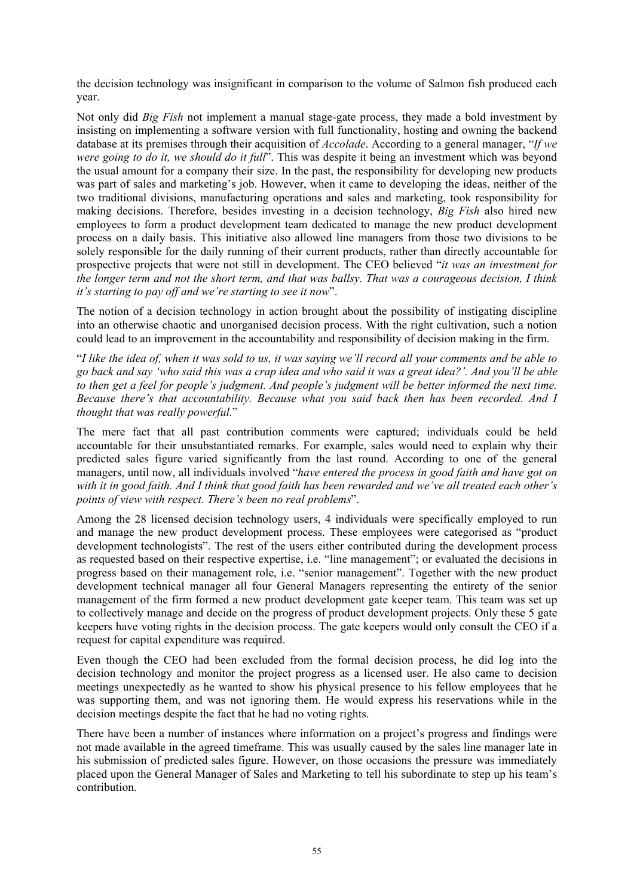the decision technology was insignificant in comparison to the volume of Salmon fish produced each year.

Not only did *Big Fish* not implement a manual stage-gate process, they made a bold investment by insisting on implementing a software version with full functionality, hosting and owning the backend database at its premises through their acquisition of *Accolade*. According to a general manager, "*If we were going to do it, we should do it full*". This was despite it being an investment which was beyond the usual amount for a company their size. In the past, the responsibility for developing new products was part of sales and marketing's job. However, when it came to developing the ideas, neither of the two traditional divisions, manufacturing operations and sales and marketing, took responsibility for making decisions. Therefore, besides investing in a decision technology, *Big Fish* also hired new employees to form a product development team dedicated to manage the new product development process on a daily basis. This initiative also allowed line managers from those two divisions to be solely responsible for the daily running of their current products, rather than directly accountable for prospective projects that were not still in development. The CEO believed "*it was an investment for the longer term and not the short term, and that was ballsy. That was a courageous decision, I think it's starting to pay off and we're starting to see it now*".

The notion of a decision technology in action brought about the possibility of instigating discipline into an otherwise chaotic and unorganised decision process. With the right cultivation, such a notion could lead to an improvement in the accountability and responsibility of decision making in the firm.

"*I like the idea of, when it was sold to us, it was saying we'll record all your comments and be able to go back and say 'who said this was a crap idea and who said it was a great idea?'. And you'll be able to then get a feel for people's judgment. And people's judgment will be better informed the next time. Because there's that accountability. Because what you said back then has been recorded. And I thought that was really powerful.*"

The mere fact that all past contribution comments were captured; individuals could be held accountable for their unsubstantiated remarks. For example, sales would need to explain why their predicted sales figure varied significantly from the last round. According to one of the general managers, until now, all individuals involved "*have entered the process in good faith and have got on with it in good faith. And I think that good faith has been rewarded and we've all treated each other's points of view with respect. There's been no real problems*".

Among the 28 licensed decision technology users, 4 individuals were specifically employed to run and manage the new product development process. These employees were categorised as "product development technologists". The rest of the users either contributed during the development process as requested based on their respective expertise, i.e. "line management"; or evaluated the decisions in progress based on their management role, i.e. "senior management". Together with the new product development technical manager all four General Managers representing the entirety of the senior management of the firm formed a new product development gate keeper team. This team was set up to collectively manage and decide on the progress of product development projects. Only these 5 gate keepers have voting rights in the decision process. The gate keepers would only consult the CEO if a request for capital expenditure was required.

Even though the CEO had been excluded from the formal decision process, he did log into the decision technology and monitor the project progress as a licensed user. He also came to decision meetings unexpectedly as he wanted to show his physical presence to his fellow employees that he was supporting them, and was not ignoring them. He would express his reservations while in the decision meetings despite the fact that he had no voting rights.

There have been a number of instances where information on a project's progress and findings were not made available in the agreed timeframe. This was usually caused by the sales line manager late in his submission of predicted sales figure. However, on those occasions the pressure was immediately placed upon the General Manager of Sales and Marketing to tell his subordinate to step up his team's contribution.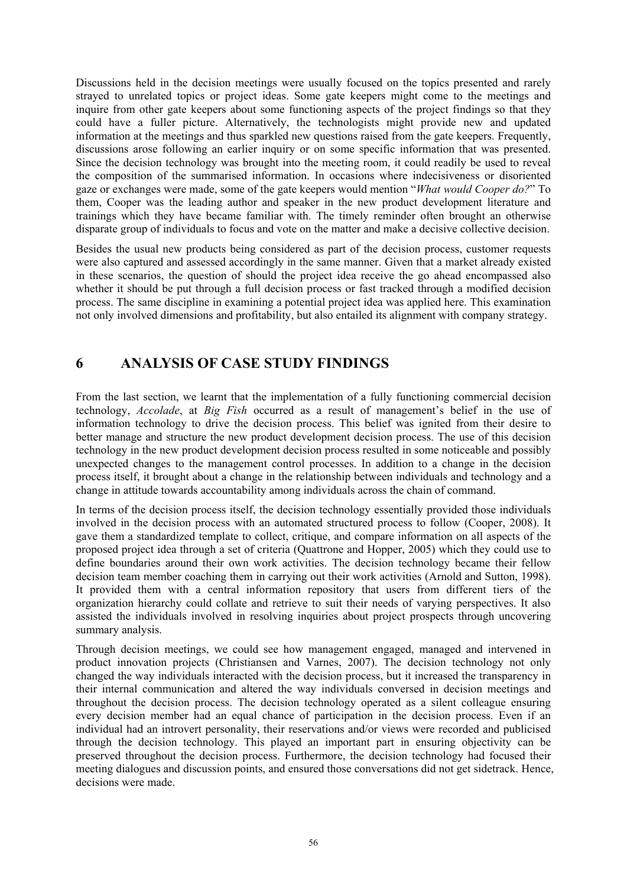Discussions held in the decision meetings were usually focused on the topics presented and rarely strayed to unrelated topics or project ideas. Some gate keepers might come to the meetings and inquire from other gate keepers about some functioning aspects of the project findings so that they could have a fuller picture. Alternatively, the technologists might provide new and updated information at the meetings and thus sparkled new questions raised from the gate keepers. Frequently, discussions arose following an earlier inquiry or on some specific information that was presented. Since the decision technology was brought into the meeting room, it could readily be used to reveal the composition of the summarised information. In occasions where indecisiveness or disoriented gaze or exchanges were made, some of the gate keepers would mention "*What would Cooper do?*" To them, Cooper was the leading author and speaker in the new product development literature and trainings which they have became familiar with. The timely reminder often brought an otherwise disparate group of individuals to focus and vote on the matter and make a decisive collective decision.

Besides the usual new products being considered as part of the decision process, customer requests were also captured and assessed accordingly in the same manner. Given that a market already existed in these scenarios, the question of should the project idea receive the go ahead encompassed also whether it should be put through a full decision process or fast tracked through a modified decision process. The same discipline in examining a potential project idea was applied here. This examination not only involved dimensions and profitability, but also entailed its alignment with company strategy.

# 6 ANALYSIS OF CASE STUDY FINDINGS

From the last section, we learnt that the implementation of a fully functioning commercial decision technology, *Accolade*, at *Big Fish* occurred as a result of management's belief in the use of information technology to drive the decision process. This belief was ignited from their desire to better manage and structure the new product development decision process. The use of this decision technology in the new product development decision process resulted in some noticeable and possibly unexpected changes to the management control processes. In addition to a change in the decision process itself, it brought about a change in the relationship between individuals and technology and a change in attitude towards accountability among individuals across the chain of command.

In terms of the decision process itself, the decision technology essentially provided those individuals involved in the decision process with an automated structured process to follow (Cooper, 2008). It gave them a standardized template to collect, critique, and compare information on all aspects of the proposed project idea through a set of criteria (Quattrone and Hopper, 2005) which they could use to define boundaries around their own work activities. The decision technology became their fellow decision team member coaching them in carrying out their work activities (Arnold and Sutton, 1998). It provided them with a central information repository that users from different tiers of the organization hierarchy could collate and retrieve to suit their needs of varying perspectives. It also assisted the individuals involved in resolving inquiries about project prospects through uncovering summary analysis.

Through decision meetings, we could see how management engaged, managed and intervened in product innovation projects (Christiansen and Varnes, 2007). The decision technology not only changed the way individuals interacted with the decision process, but it increased the transparency in their internal communication and altered the way individuals conversed in decision meetings and throughout the decision process. The decision technology operated as a silent colleague ensuring every decision member had an equal chance of participation in the decision process. Even if an individual had an introvert personality, their reservations and/or views were recorded and publicised through the decision technology. This played an important part in ensuring objectivity can be preserved throughout the decision process. Furthermore, the decision technology had focused their meeting dialogues and discussion points, and ensured those conversations did not get sidetrack. Hence, decisions were made.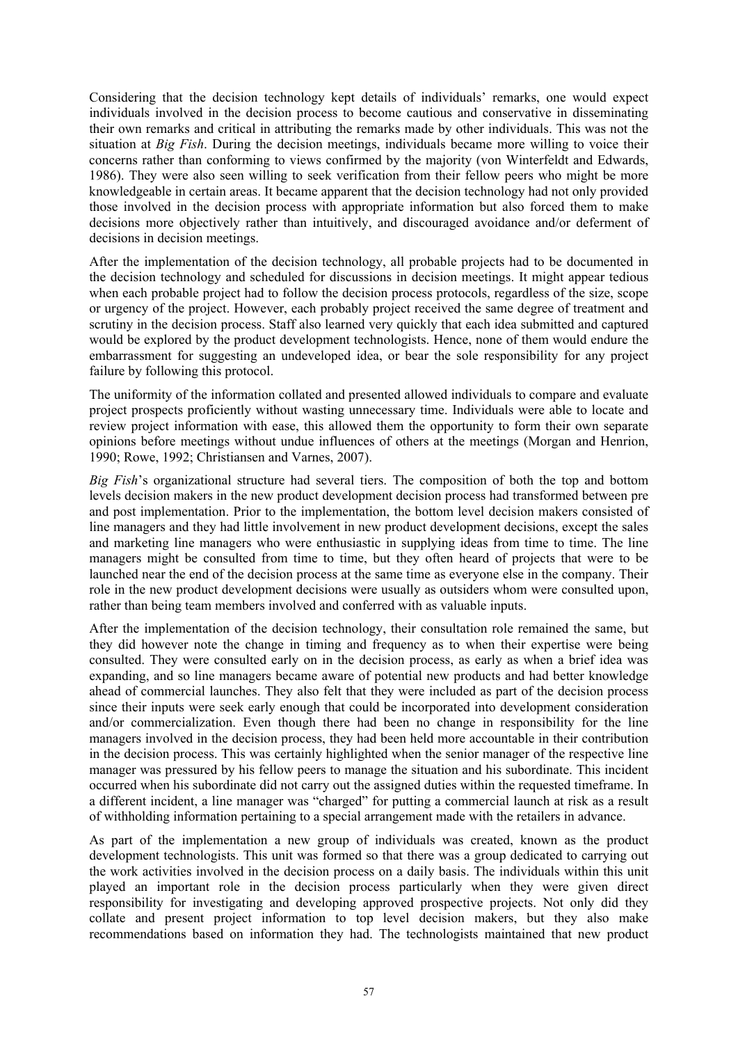Considering that the decision technology kept details of individuals' remarks, one would expect individuals involved in the decision process to become cautious and conservative in disseminating their own remarks and critical in attributing the remarks made by other individuals. This was not the situation at *Big Fish*. During the decision meetings, individuals became more willing to voice their concerns rather than conforming to views confirmed by the majority (von Winterfeldt and Edwards, 1986). They were also seen willing to seek verification from their fellow peers who might be more knowledgeable in certain areas. It became apparent that the decision technology had not only provided those involved in the decision process with appropriate information but also forced them to make decisions more objectively rather than intuitively, and discouraged avoidance and/or deferment of decisions in decision meetings.

After the implementation of the decision technology, all probable projects had to be documented in the decision technology and scheduled for discussions in decision meetings. It might appear tedious when each probable project had to follow the decision process protocols, regardless of the size, scope or urgency of the project. However, each probably project received the same degree of treatment and scrutiny in the decision process. Staff also learned very quickly that each idea submitted and captured would be explored by the product development technologists. Hence, none of them would endure the embarrassment for suggesting an undeveloped idea, or bear the sole responsibility for any project failure by following this protocol.

The uniformity of the information collated and presented allowed individuals to compare and evaluate project prospects proficiently without wasting unnecessary time. Individuals were able to locate and review project information with ease, this allowed them the opportunity to form their own separate opinions before meetings without undue influences of others at the meetings (Morgan and Henrion, 1990; Rowe, 1992; Christiansen and Varnes, 2007).

*Big Fish*'s organizational structure had several tiers. The composition of both the top and bottom levels decision makers in the new product development decision process had transformed between pre and post implementation. Prior to the implementation, the bottom level decision makers consisted of line managers and they had little involvement in new product development decisions, except the sales and marketing line managers who were enthusiastic in supplying ideas from time to time. The line managers might be consulted from time to time, but they often heard of projects that were to be launched near the end of the decision process at the same time as everyone else in the company. Their role in the new product development decisions were usually as outsiders whom were consulted upon, rather than being team members involved and conferred with as valuable inputs.

After the implementation of the decision technology, their consultation role remained the same, but they did however note the change in timing and frequency as to when their expertise were being consulted. They were consulted early on in the decision process, as early as when a brief idea was expanding, and so line managers became aware of potential new products and had better knowledge ahead of commercial launches. They also felt that they were included as part of the decision process since their inputs were seek early enough that could be incorporated into development consideration and/or commercialization. Even though there had been no change in responsibility for the line managers involved in the decision process, they had been held more accountable in their contribution in the decision process. This was certainly highlighted when the senior manager of the respective line manager was pressured by his fellow peers to manage the situation and his subordinate. This incident occurred when his subordinate did not carry out the assigned duties within the requested timeframe. In a different incident, a line manager was "charged" for putting a commercial launch at risk as a result of withholding information pertaining to a special arrangement made with the retailers in advance.

As part of the implementation a new group of individuals was created, known as the product development technologists. This unit was formed so that there was a group dedicated to carrying out the work activities involved in the decision process on a daily basis. The individuals within this unit played an important role in the decision process particularly when they were given direct responsibility for investigating and developing approved prospective projects. Not only did they collate and present project information to top level decision makers, but they also make recommendations based on information they had. The technologists maintained that new product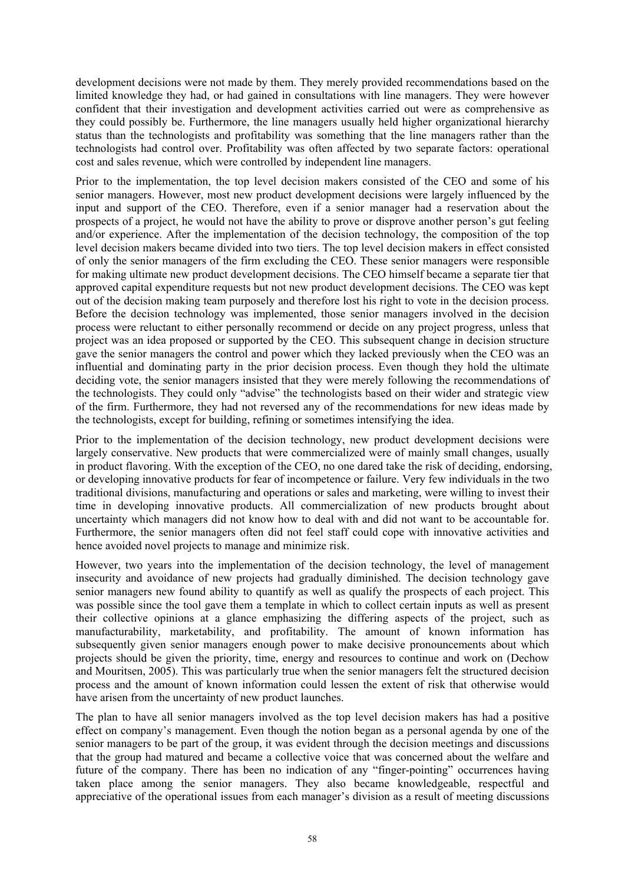development decisions were not made by them. They merely provided recommendations based on the limited knowledge they had, or had gained in consultations with line managers. They were however confident that their investigation and development activities carried out were as comprehensive as they could possibly be. Furthermore, the line managers usually held higher organizational hierarchy status than the technologists and profitability was something that the line managers rather than the technologists had control over. Profitability was often affected by two separate factors: operational cost and sales revenue, which were controlled by independent line managers.

Prior to the implementation, the top level decision makers consisted of the CEO and some of his senior managers. However, most new product development decisions were largely influenced by the input and support of the CEO. Therefore, even if a senior manager had a reservation about the prospects of a project, he would not have the ability to prove or disprove another person's gut feeling and/or experience. After the implementation of the decision technology, the composition of the top level decision makers became divided into two tiers. The top level decision makers in effect consisted of only the senior managers of the firm excluding the CEO. These senior managers were responsible for making ultimate new product development decisions. The CEO himself became a separate tier that approved capital expenditure requests but not new product development decisions. The CEO was kept out of the decision making team purposely and therefore lost his right to vote in the decision process. Before the decision technology was implemented, those senior managers involved in the decision process were reluctant to either personally recommend or decide on any project progress, unless that project was an idea proposed or supported by the CEO. This subsequent change in decision structure gave the senior managers the control and power which they lacked previously when the CEO was an influential and dominating party in the prior decision process. Even though they hold the ultimate deciding vote, the senior managers insisted that they were merely following the recommendations of the technologists. They could only "advise" the technologists based on their wider and strategic view of the firm. Furthermore, they had not reversed any of the recommendations for new ideas made by the technologists, except for building, refining or sometimes intensifying the idea.

Prior to the implementation of the decision technology, new product development decisions were largely conservative. New products that were commercialized were of mainly small changes, usually in product flavoring. With the exception of the CEO, no one dared take the risk of deciding, endorsing, or developing innovative products for fear of incompetence or failure. Very few individuals in the two traditional divisions, manufacturing and operations or sales and marketing, were willing to invest their time in developing innovative products. All commercialization of new products brought about uncertainty which managers did not know how to deal with and did not want to be accountable for. Furthermore, the senior managers often did not feel staff could cope with innovative activities and hence avoided novel projects to manage and minimize risk.

However, two years into the implementation of the decision technology, the level of management insecurity and avoidance of new projects had gradually diminished. The decision technology gave senior managers new found ability to quantify as well as qualify the prospects of each project. This was possible since the tool gave them a template in which to collect certain inputs as well as present their collective opinions at a glance emphasizing the differing aspects of the project, such as manufacturability, marketability, and profitability. The amount of known information has subsequently given senior managers enough power to make decisive pronouncements about which projects should be given the priority, time, energy and resources to continue and work on (Dechow and Mouritsen, 2005). This was particularly true when the senior managers felt the structured decision process and the amount of known information could lessen the extent of risk that otherwise would have arisen from the uncertainty of new product launches.

The plan to have all senior managers involved as the top level decision makers has had a positive effect on company's management. Even though the notion began as a personal agenda by one of the senior managers to be part of the group, it was evident through the decision meetings and discussions that the group had matured and became a collective voice that was concerned about the welfare and future of the company. There has been no indication of any "finger-pointing" occurrences having taken place among the senior managers. They also became knowledgeable, respectful and appreciative of the operational issues from each manager's division as a result of meeting discussions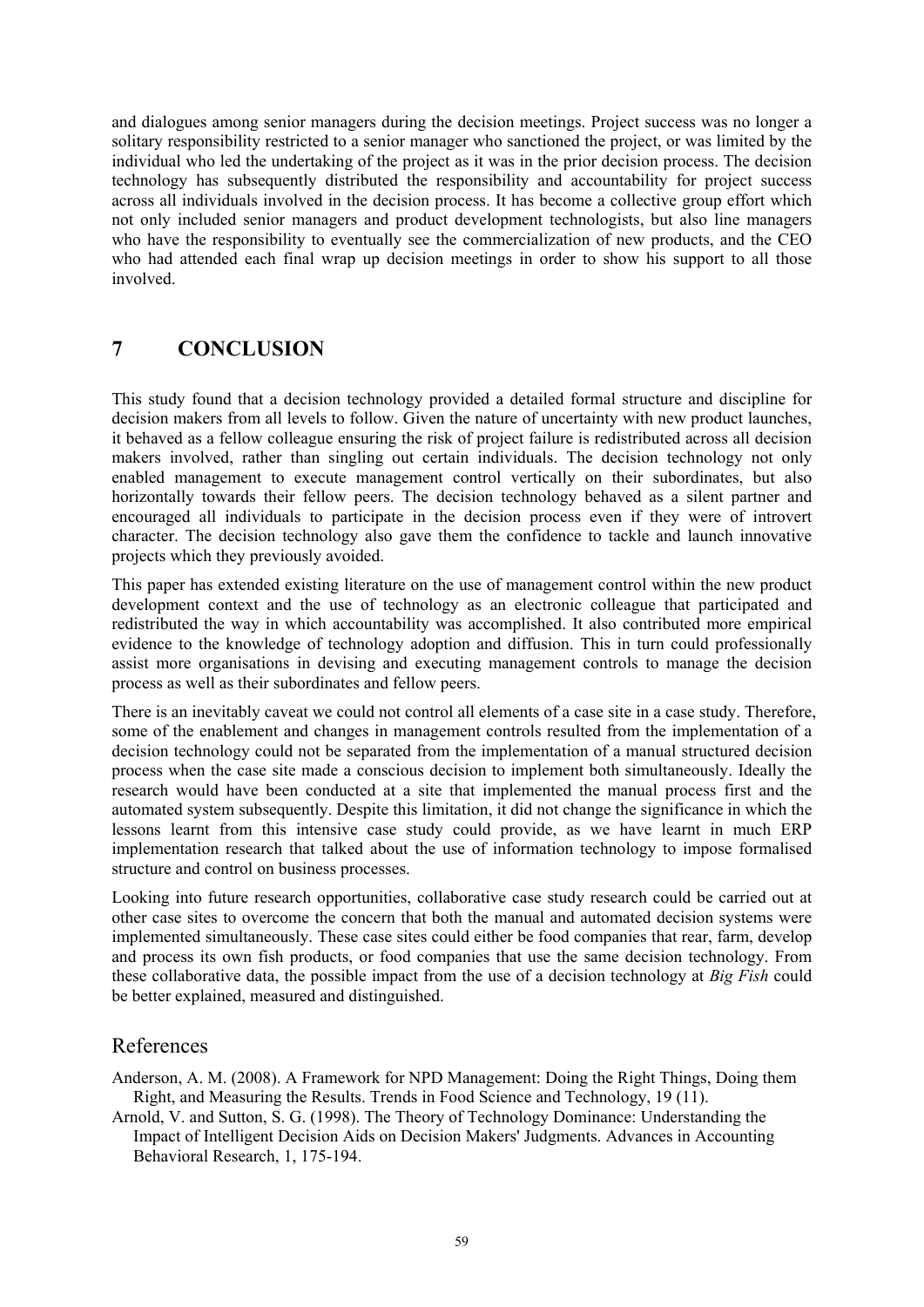and dialogues among senior managers during the decision meetings. Project success was no longer a solitary responsibility restricted to a senior manager who sanctioned the project, or was limited by the individual who led the undertaking of the project as it was in the prior decision process. The decision technology has subsequently distributed the responsibility and accountability for project success across all individuals involved in the decision process. It has become a collective group effort which not only included senior managers and product development technologists, but also line managers who have the responsibility to eventually see the commercialization of new products, and the CEO who had attended each final wrap up decision meetings in order to show his support to all those involved.

# 7 CONCLUSION

This study found that a decision technology provided a detailed formal structure and discipline for decision makers from all levels to follow. Given the nature of uncertainty with new product launches, it behaved as a fellow colleague ensuring the risk of project failure is redistributed across all decision makers involved, rather than singling out certain individuals. The decision technology not only enabled management to execute management control vertically on their subordinates, but also horizontally towards their fellow peers. The decision technology behaved as a silent partner and encouraged all individuals to participate in the decision process even if they were of introvert character. The decision technology also gave them the confidence to tackle and launch innovative projects which they previously avoided.

This paper has extended existing literature on the use of management control within the new product development context and the use of technology as an electronic colleague that participated and redistributed the way in which accountability was accomplished. It also contributed more empirical evidence to the knowledge of technology adoption and diffusion. This in turn could professionally assist more organisations in devising and executing management controls to manage the decision process as well as their subordinates and fellow peers.

There is an inevitably caveat we could not control all elements of a case site in a case study. Therefore, some of the enablement and changes in management controls resulted from the implementation of a decision technology could not be separated from the implementation of a manual structured decision process when the case site made a conscious decision to implement both simultaneously. Ideally the research would have been conducted at a site that implemented the manual process first and the automated system subsequently. Despite this limitation, it did not change the significance in which the lessons learnt from this intensive case study could provide, as we have learnt in much ERP implementation research that talked about the use of information technology to impose formalised structure and control on business processes.

Looking into future research opportunities, collaborative case study research could be carried out at other case sites to overcome the concern that both the manual and automated decision systems were implemented simultaneously. These case sites could either be food companies that rear, farm, develop and process its own fish products, or food companies that use the same decision technology. From these collaborative data, the possible impact from the use of a decision technology at *Big Fish* could be better explained, measured and distinguished.

## References

Anderson, A. M. (2008). A Framework for NPD Management: Doing the Right Things, Doing them Right, and Measuring the Results. Trends in Food Science and Technology, 19 (11).

Arnold, V. and Sutton, S. G. (1998). The Theory of Technology Dominance: Understanding the Impact of Intelligent Decision Aids on Decision Makers' Judgments. Advances in Accounting Behavioral Research, 1, 175-194.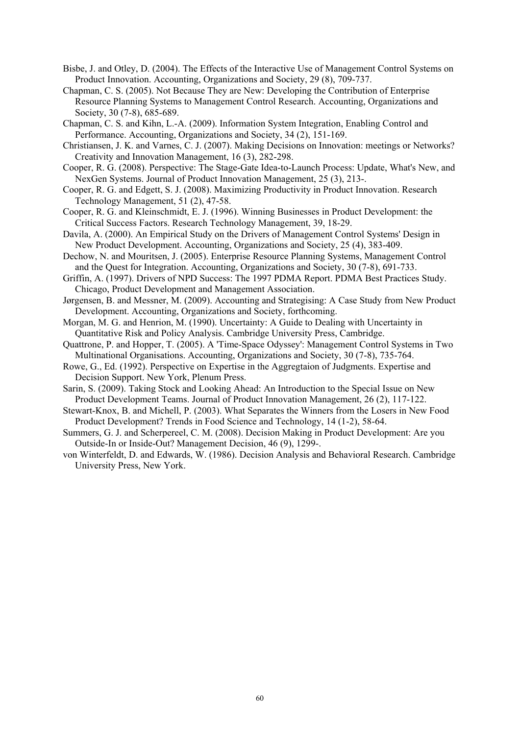Bisbe, J. and Otley, D. (2004). The Effects of the Interactive Use of Management Control Systems on Product Innovation. Accounting, Organizations and Society, 29 (8), 709-737.

Chapman, C. S. (2005). Not Because They are New: Developing the Contribution of Enterprise Resource Planning Systems to Management Control Research. Accounting, Organizations and Society, 30 (7-8), 685-689.

Chapman, C. S. and Kihn, L.-A. (2009). Information System Integration, Enabling Control and Performance. Accounting, Organizations and Society, 34 (2), 151-169.

Christiansen, J. K. and Varnes, C. J. (2007). Making Decisions on Innovation: meetings or Networks? Creativity and Innovation Management, 16 (3), 282-298.

Cooper, R. G. (2008). Perspective: The Stage-Gate Idea-to-Launch Process: Update, What's New, and NexGen Systems. Journal of Product Innovation Management, 25 (3), 213-.

Cooper, R. G. and Edgett, S. J. (2008). Maximizing Productivity in Product Innovation. Research Technology Management, 51 (2), 47-58.

Cooper, R. G. and Kleinschmidt, E. J. (1996). Winning Businesses in Product Development: the Critical Success Factors. Research Technology Management, 39, 18-29.

Davila, A. (2000). An Empirical Study on the Drivers of Management Control Systems' Design in New Product Development. Accounting, Organizations and Society, 25 (4), 383-409.

Dechow, N. and Mouritsen, J. (2005). Enterprise Resource Planning Systems, Management Control and the Quest for Integration. Accounting, Organizations and Society, 30 (7-8), 691-733.

Griffin, A. (1997). Drivers of NPD Success: The 1997 PDMA Report. PDMA Best Practices Study. Chicago, Product Development and Management Association.

Jørgensen, B. and Messner, M. (2009). Accounting and Strategising: A Case Study from New Product Development. Accounting, Organizations and Society, forthcoming.

Morgan, M. G. and Henrion, M. (1990). Uncertainty: A Guide to Dealing with Uncertainty in Quantitative Risk and Policy Analysis. Cambridge University Press, Cambridge.

Quattrone, P. and Hopper, T. (2005). A 'Time-Space Odyssey': Management Control Systems in Two Multinational Organisations. Accounting, Organizations and Society, 30 (7-8), 735-764.

Rowe, G., Ed. (1992). Perspective on Expertise in the Aggregtaion of Judgments. Expertise and Decision Support. New York, Plenum Press.

Sarin, S. (2009). Taking Stock and Looking Ahead: An Introduction to the Special Issue on New Product Development Teams. Journal of Product Innovation Management, 26 (2), 117-122.

Stewart-Knox, B. and Michell, P. (2003). What Separates the Winners from the Losers in New Food Product Development? Trends in Food Science and Technology, 14 (1-2), 58-64.

Summers, G. J. and Scherpereel, C. M. (2008). Decision Making in Product Development: Are you Outside-In or Inside-Out? Management Decision, 46 (9), 1299-.

von Winterfeldt, D. and Edwards, W. (1986). Decision Analysis and Behavioral Research. Cambridge University Press, New York.